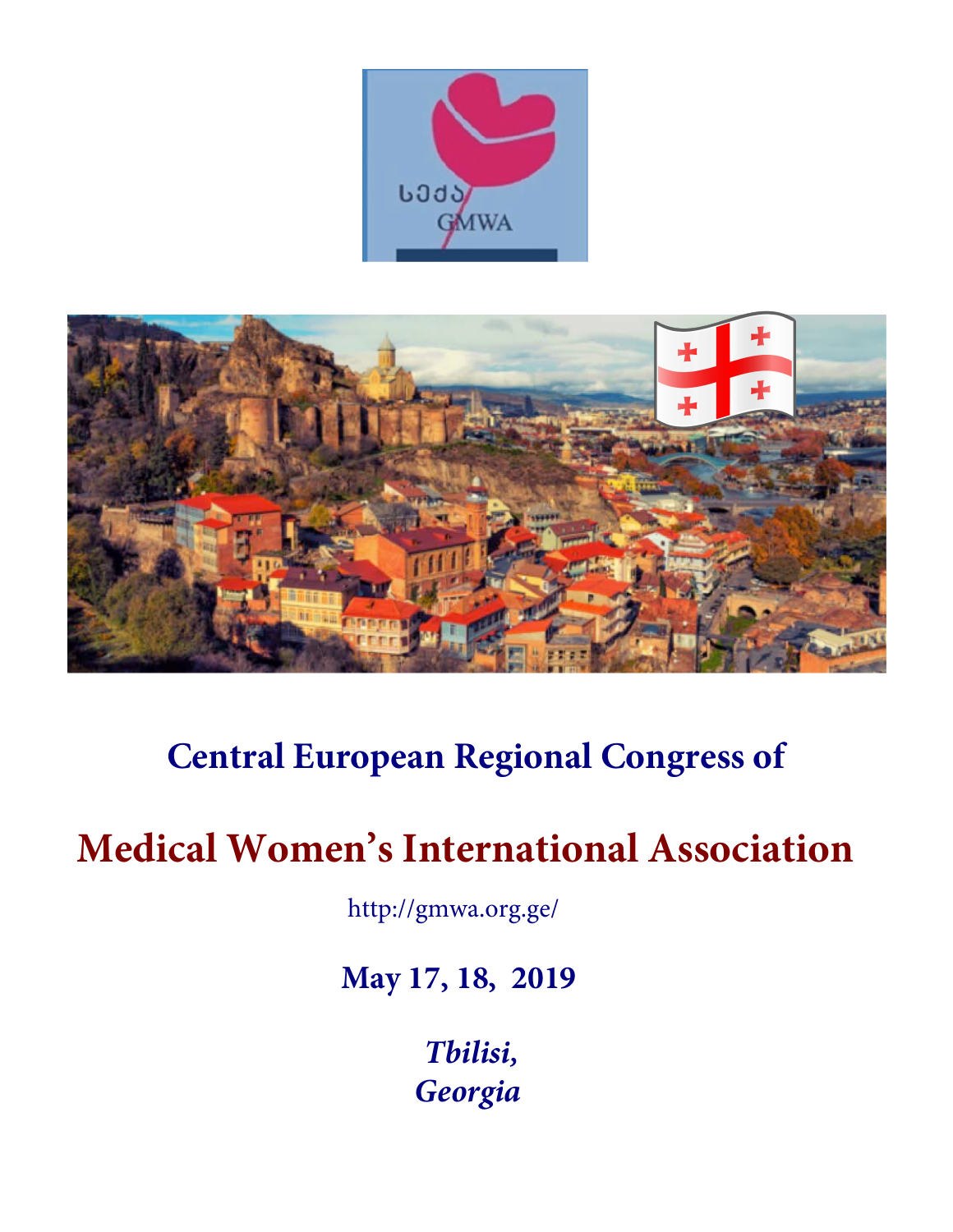საქა
GMWA

# Central European Regional Congress of

# Medical Women's International Association

http://gmwa.org.ge/

**May 17, 18, 2019**

***Tbilisi,***
***Georgia***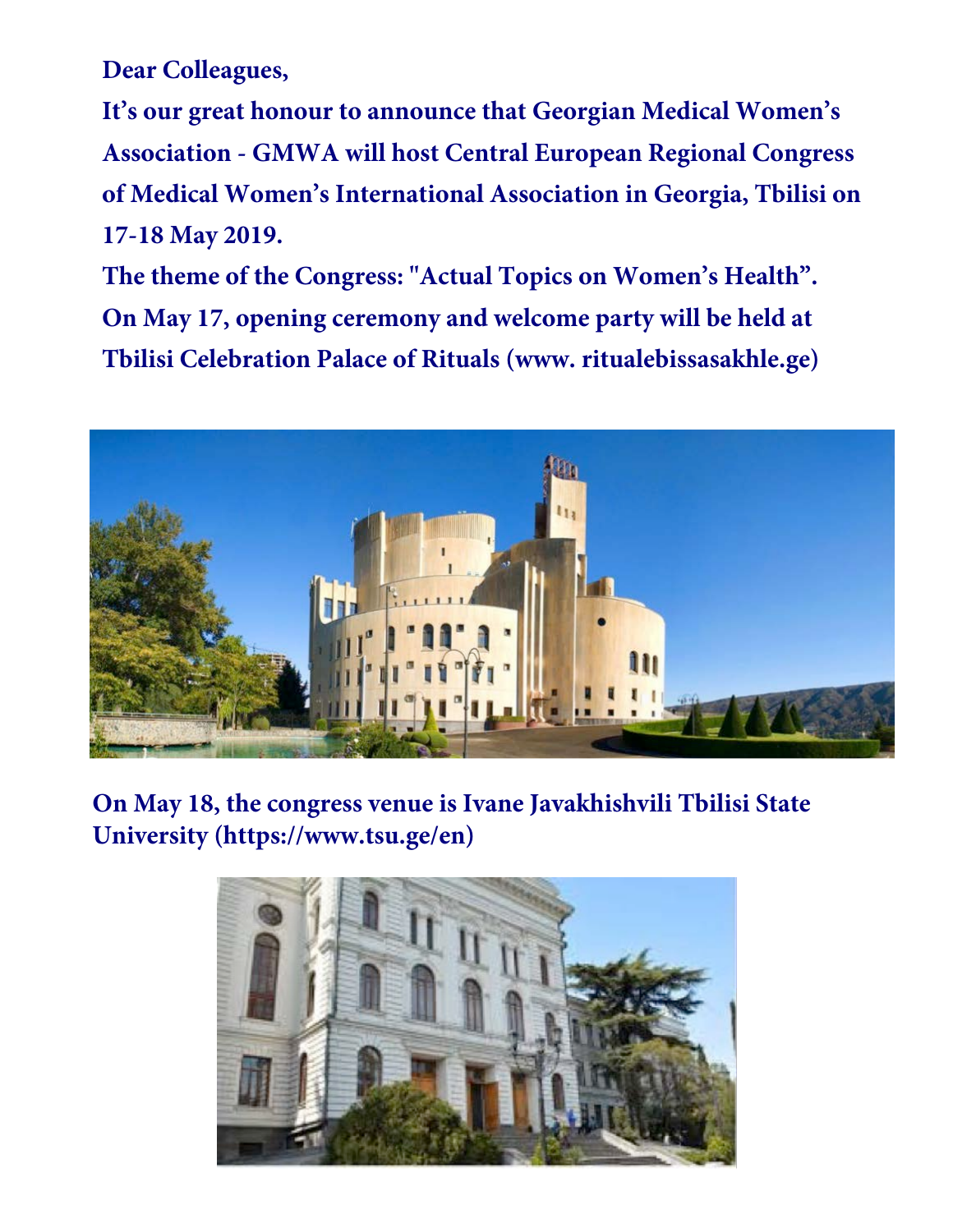**Dear Colleagues,**

**It's our great honour to announce that Georgian Medical Women's Association - GMWA will host Central European Regional Congress of Medical Women's International Association in Georgia, Tbilisi on 17-18 May 2019.**

**The theme of the Congress: "Actual Topics on Women's Health".**

**On May 17, opening ceremony and welcome party will be held at Tbilisi Celebration Palace of Rituals (www. ritualebissasakhle.ge)**

**On May 18, the congress venue is Ivane Javakhishvili Tbilisi State University (https://www.tsu.ge/en)**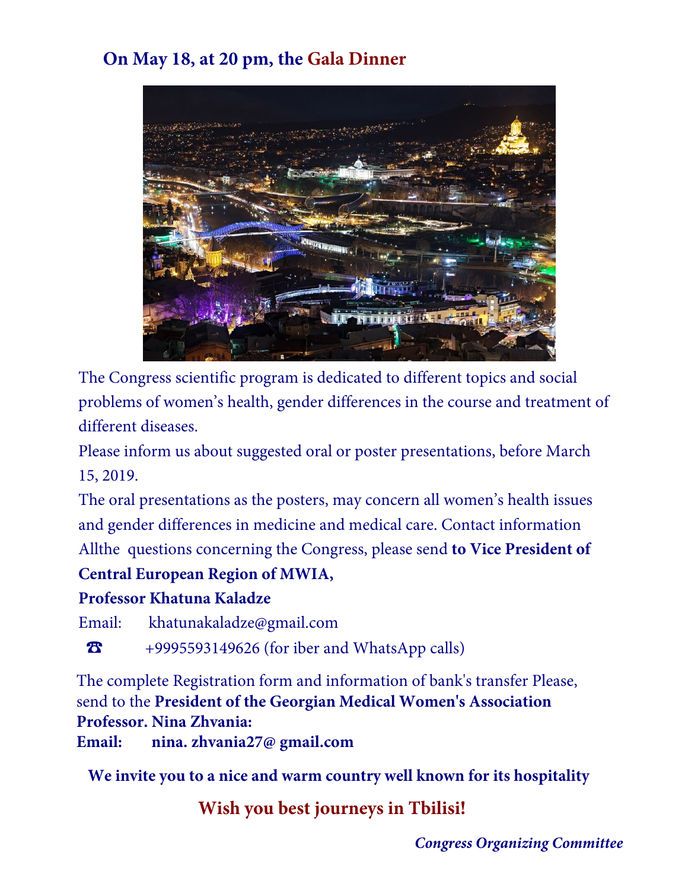**On May 18, at 20 pm, the Gala Dinner**

The Congress scientific program is dedicated to different topics and social problems of women's health, gender differences in the course and treatment of different diseases.

Please inform us about suggested oral or poster presentations, before March 15, 2019.

The oral presentations as the posters, may concern all women's health issues and gender differences in medicine and medical care. Contact information Allthe questions concerning the Congress, please send **to Vice President of Central European Region of MWIA,**

**Professor Khatuna Kaladze**

Email: khatunakaladze@gmail.com

☎ +9995593149626 (for iber and WhatsApp calls)

The complete Registration form and information of bank's transfer Please, send to the **President of the Georgian Medical Women's Association Professor. Nina Zhvania:**

**Email: nina. zhvania27@ gmail.com**

**We invite you to a nice and warm country well known for its hospitality**

**Wish you best journeys in Tbilisi!**

***Congress Organizing Committee***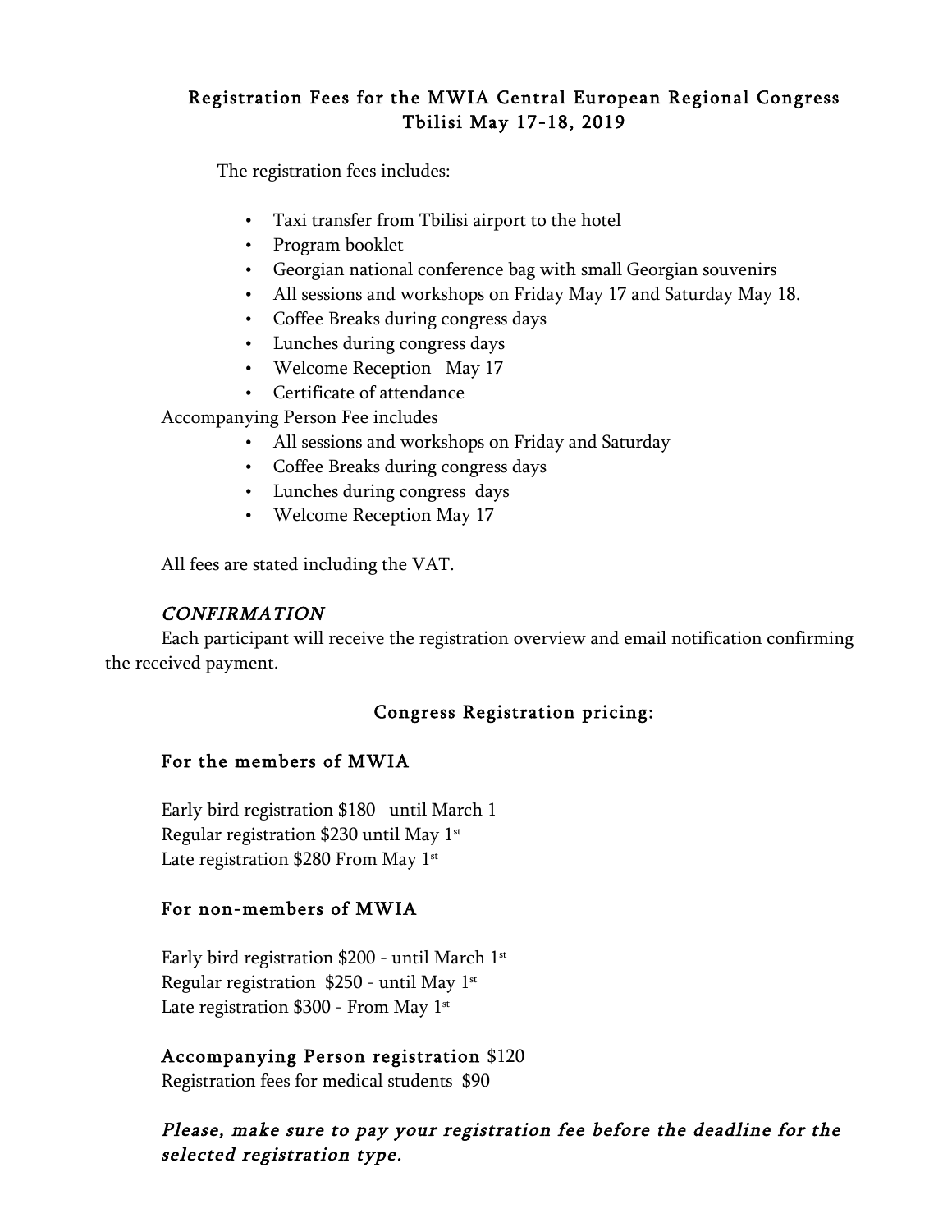## Registration Fees for the MWIA Central European Regional Congress Tbilisi May 17-18, 2019

The registration fees includes:

- Taxi transfer from Tbilisi airport to the hotel
- Program booklet
- Georgian national conference bag with small Georgian souvenirs
- All sessions and workshops on Friday May 17 and Saturday May 18.
- Coffee Breaks during congress days
- Lunches during congress days
- Welcome Reception May 17
- Certificate of attendance

Accompanying Person Fee includes

- All sessions and workshops on Friday and Saturday
- Coffee Breaks during congress days
- Lunches during congress days
- Welcome Reception May 17

All fees are stated including the VAT.

*CONFIRMATION*

Each participant will receive the registration overview and email notification confirming the received payment.

### Congress Registration pricing:

#### For the members of MWIA

Early bird registration $180 until March 1
Regular registration $230 until May 1st
Late registration $280 From May 1st

#### For non-members of MWIA

Early bird registration $200 - until March 1st
Regular registration $250 - until May 1st
Late registration $300 - From May 1st

**Accompanying Person registration** $120
Registration fees for medical students $90

***Please, make sure to pay your registration fee before the deadline for the selected registration type.***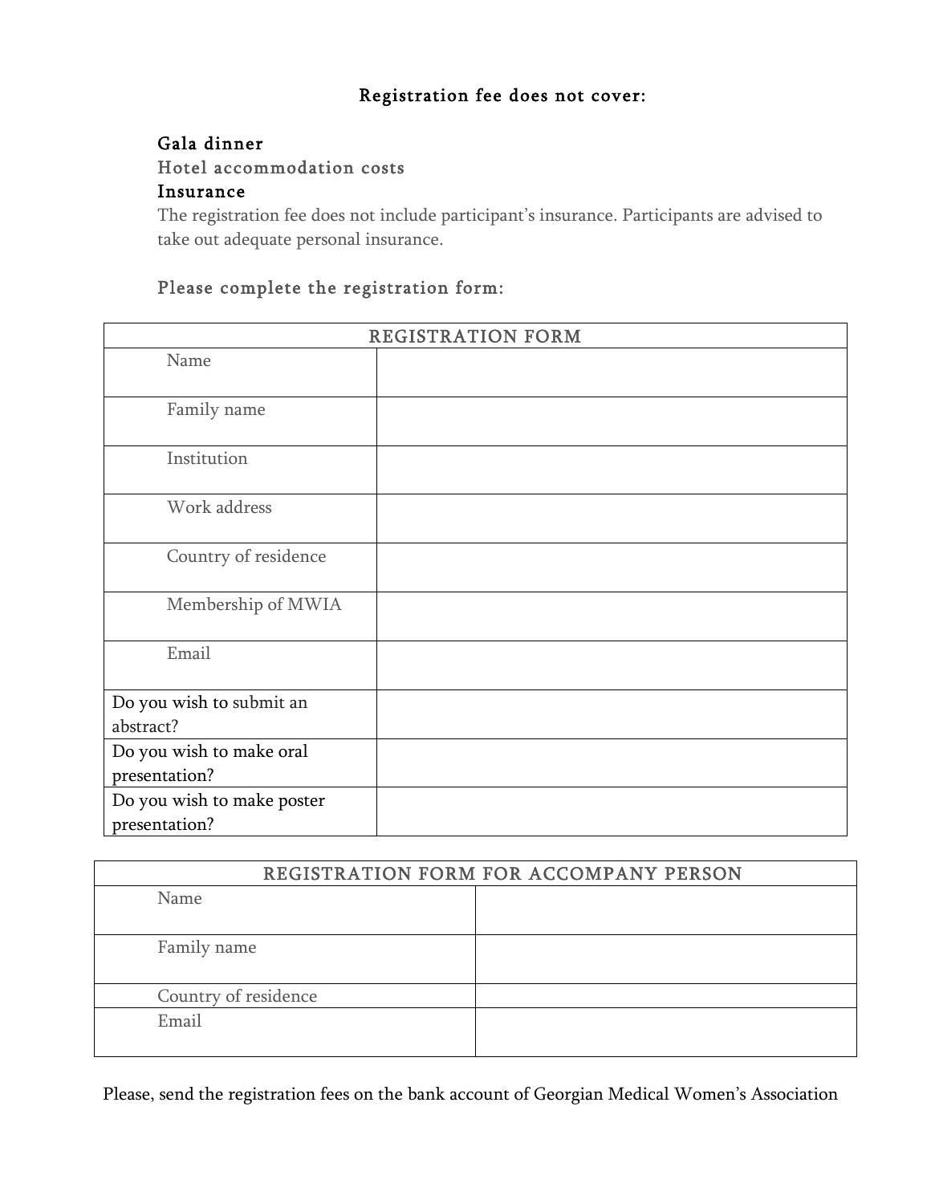## Registration fee does not cover:

**Gala dinner**

**Hotel accommodation costs**

**Insurance**

The registration fee does not include participant's insurance. Participants are advised to take out adequate personal insurance.

Please complete the registration form:

| REGISTRATION FORM | |
|---|---|
| Name | |
| Family name | |
| Institution | |
| Work address | |
| Country of residence | |
| Membership of MWIA | |
| Email | |
| Do you wish to submit an abstract? | |
| Do you wish to make oral presentation? | |
| Do you wish to make poster presentation? | |

| REGISTRATION FORM FOR ACCOMPANY PERSON | |
|---|---|
| Name | |
| Family name | |
| Country of residence | |
| Email | |

Please, send the registration fees on the bank account of Georgian Medical Women's Association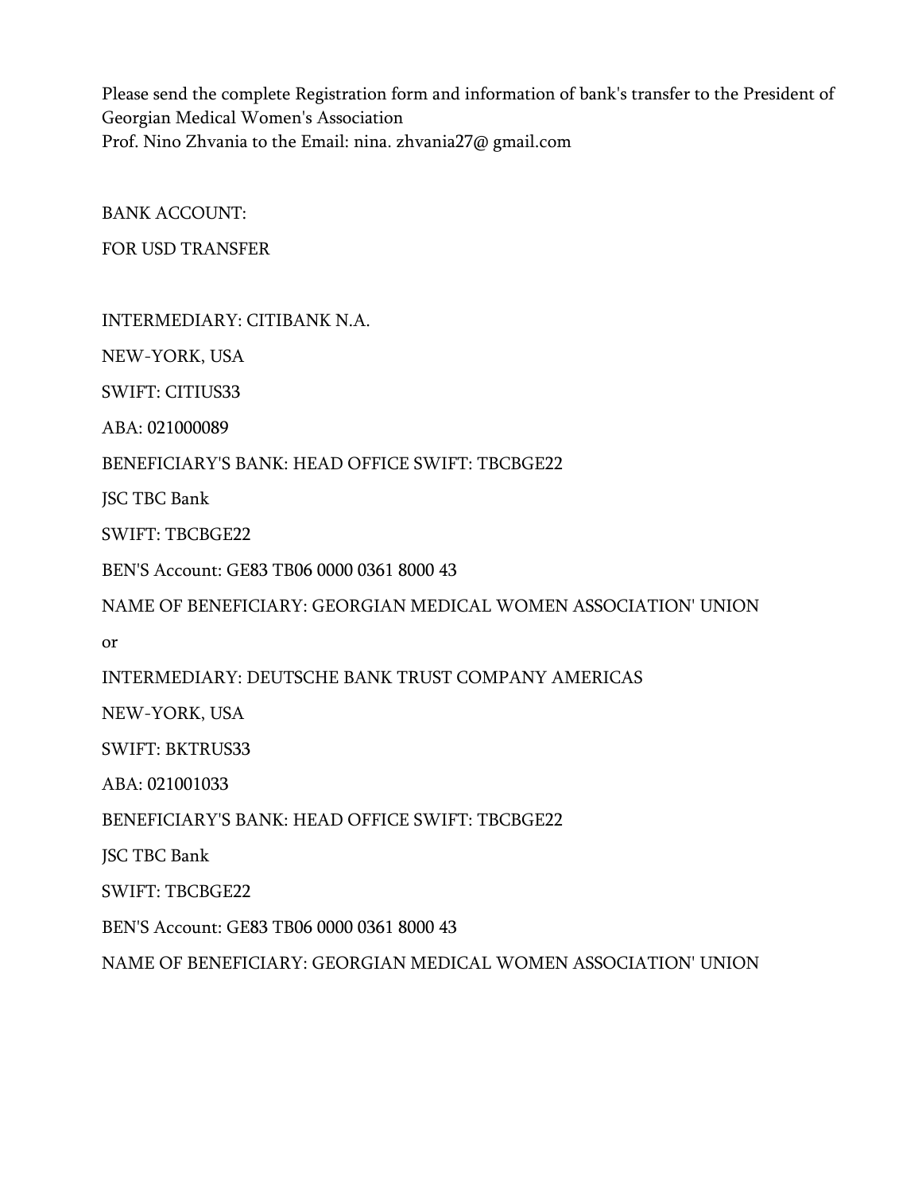Please send the complete Registration form and information of bank's transfer to the President of Georgian Medical Women's Association
Prof. Nino Zhvania to the Email: nina. zhvania27@ gmail.com

BANK ACCOUNT:

FOR USD TRANSFER

INTERMEDIARY: CITIBANK N.A.

NEW-YORK, USA

SWIFT: CITIUS33

ABA: 021000089

BENEFICIARY'S BANK: HEAD OFFICE SWIFT: TBCBGE22

JSC TBC Bank

SWIFT: TBCBGE22

BEN'S Account: GE83 TB06 0000 0361 8000 43

NAME OF BENEFICIARY: GEORGIAN MEDICAL WOMEN ASSOCIATION' UNION

or

INTERMEDIARY: DEUTSCHE BANK TRUST COMPANY AMERICAS

NEW-YORK, USA

SWIFT: BKTRUS33

ABA: 021001033

BENEFICIARY'S BANK: HEAD OFFICE SWIFT: TBCBGE22

JSC TBC Bank

SWIFT: TBCBGE22

BEN'S Account: GE83 TB06 0000 0361 8000 43

NAME OF BENEFICIARY: GEORGIAN MEDICAL WOMEN ASSOCIATION' UNION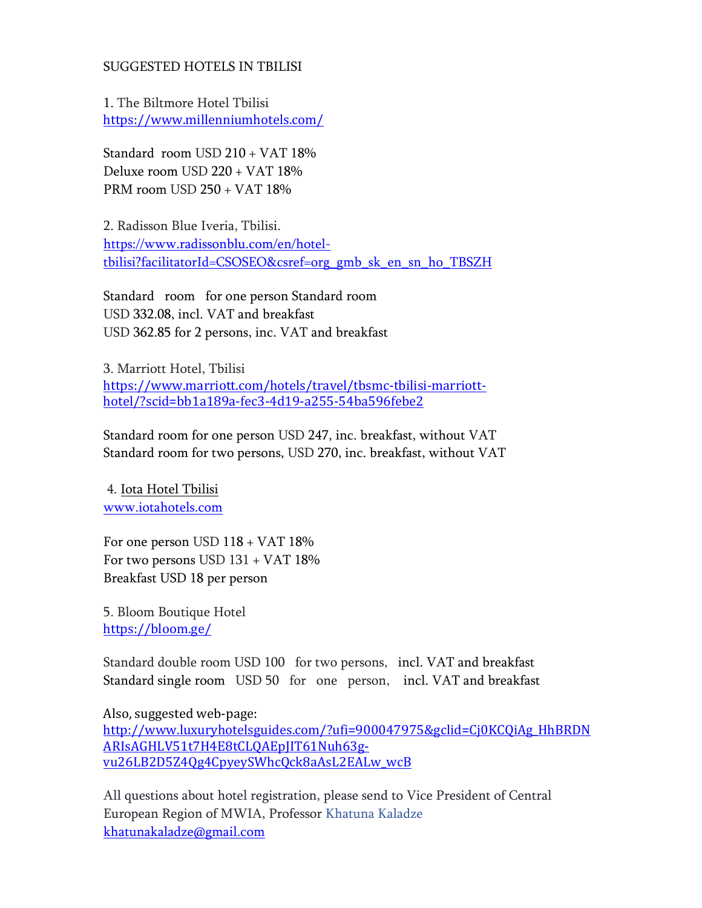SUGGESTED HOTELS IN TBILISI

1. The Biltmore Hotel Tbilisi
https://www.millenniumhotels.com/

Standard room USD 210 + VAT 18%
Deluxe room USD 220 + VAT 18%
PRM room USD 250 + VAT 18%

2. Radisson Blue Iveria, Tbilisi.
https://www.radissonblu.com/en/hotel-tbilisi?facilitatorId=CSOSEO&csref=org_gmb_sk_en_sn_ho_TBSZH

Standard room for one person Standard room
USD 332.08, incl. VAT and breakfast
USD 362.85 for 2 persons, inc. VAT and breakfast

3. Marriott Hotel, Tbilisi
https://www.marriott.com/hotels/travel/tbsmc-tbilisi-marriott-hotel/?scid=bb1a189a-fec3-4d19-a255-54ba596febe2

Standard room for one person USD 247, inc. breakfast, without VAT
Standard room for two persons, USD 270, inc. breakfast, without VAT

4. Iota Hotel Tbilisi
www.iotahotels.com

For one person USD 118 + VAT 18%
For two persons USD 131 + VAT 18%
Breakfast USD 18 per person

5. Bloom Boutique Hotel
https://bloom.ge/

Standard double room USD 100 for two persons, incl. VAT and breakfast
Standard single room USD 50 for one person, incl. VAT and breakfast

Also, suggested web-page:
http://www.luxuryhotelsguides.com/?ufi=900047975&gclid=Cj0KCQiAg_HhBRDNARIsAGHLV51t7H4E8tCLQAEpJIT61Nuh63g-vu26LB2D5Z4Qg4CpyeySWhcQck8aAsL2EALw_wcB

All questions about hotel registration, please send to Vice President of Central European Region of MWIA, Professor Khatuna Kaladze
khatunakaladze@gmail.com